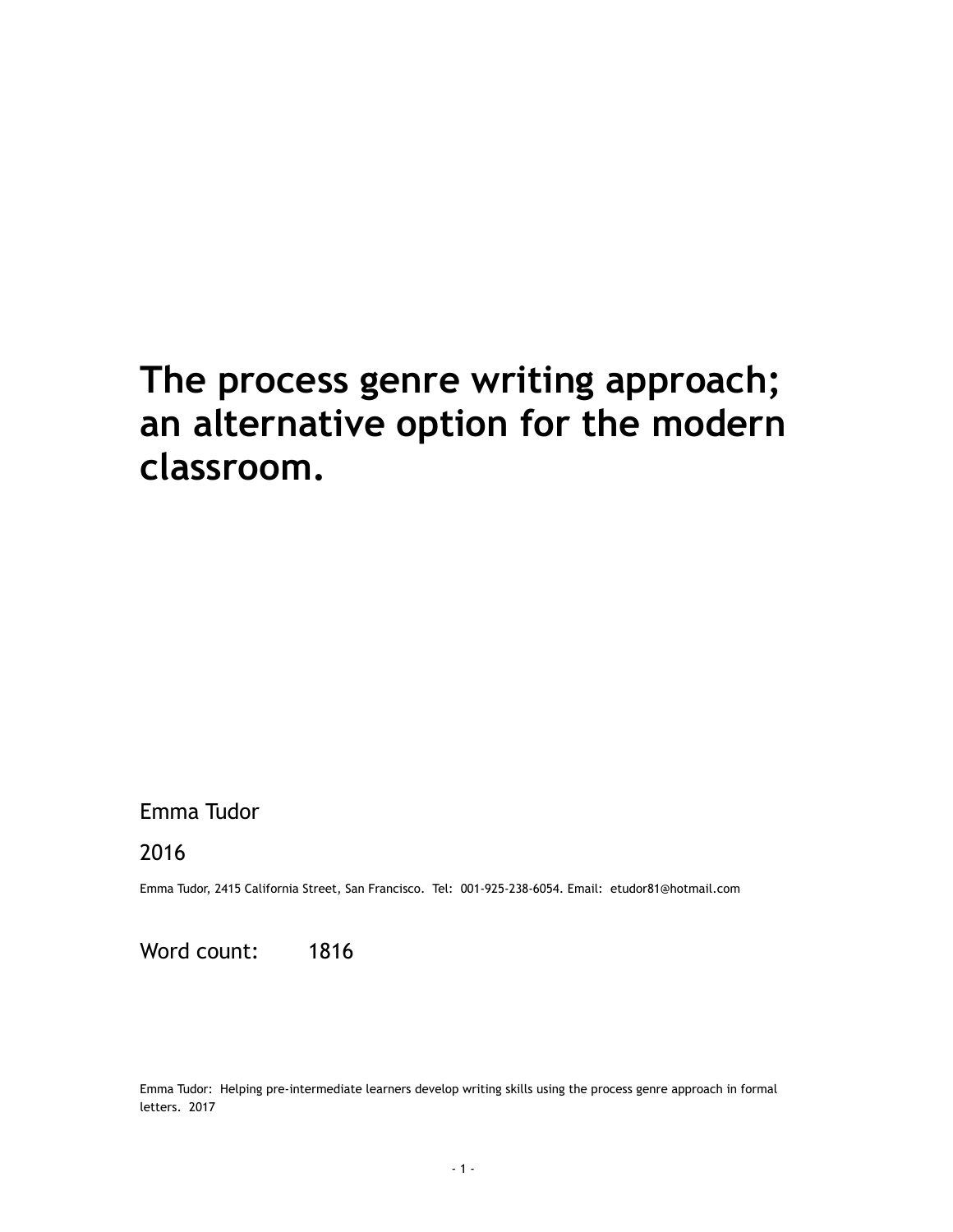# The process genre writing approach; an alternative option for the modern classroom.

Emma Tudor

2016

Emma Tudor, 2415 California Street, San Francisco. Tel: 001-925-238-6054. Email: etudor81@hotmail.com

Word count: 1816

Emma Tudor: Helping pre-intermediate learners develop writing skills using the process genre approach in formal letters. 2017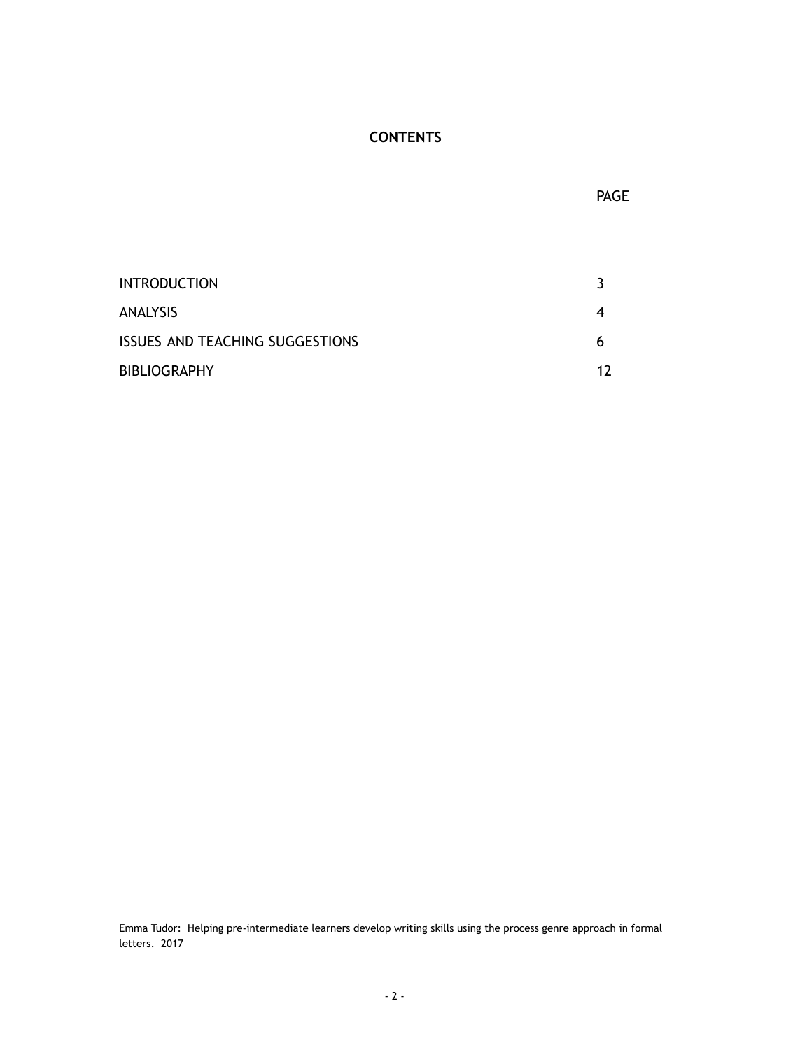# CONTENTS

| | PAGE |
|---|---|
| INTRODUCTION | 3 |
| ANALYSIS | 4 |
| ISSUES AND TEACHING SUGGESTIONS | 6 |
| BIBLIOGRAPHY | 12 |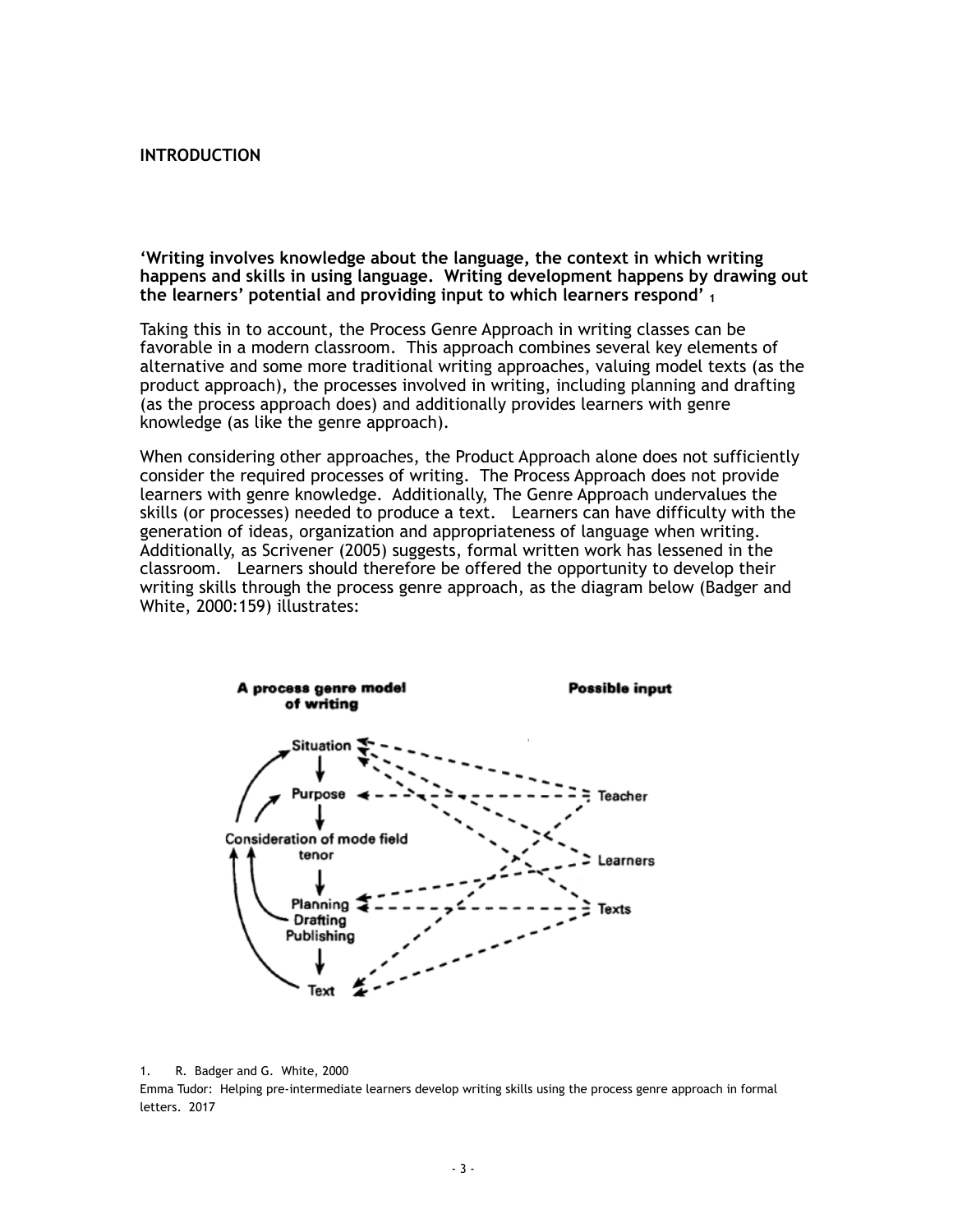## INTRODUCTION

**'Writing involves knowledge about the language, the context in which writing happens and skills in using language. Writing development happens by drawing out the learners' potential and providing input to which learners respond'** [1]

Taking this in to account, the Process Genre Approach in writing classes can be favorable in a modern classroom. This approach combines several key elements of alternative and some more traditional writing approaches, valuing model texts (as the product approach), the processes involved in writing, including planning and drafting (as the process approach does) and additionally provides learners with genre knowledge (as like the genre approach).

When considering other approaches, the Product Approach alone does not sufficiently consider the required processes of writing. The Process Approach does not provide learners with genre knowledge. Additionally, The Genre Approach undervalues the skills (or processes) needed to produce a text. Learners can have difficulty with the generation of ideas, organization and appropriateness of language when writing. Additionally, as Scrivener (2005) suggests, formal written work has lessened in the classroom. Learners should therefore be offered the opportunity to develop their writing skills through the process genre approach, as the diagram below (Badger and White, 2000:159) illustrates:

**A process genre model of writing** | **Possible input**

Situation → Purpose → Consideration of mode field tenor → Planning Drafting Publishing → Text

Teacher, Learners, Texts

1. R. Badger and G. White, 2000

Emma Tudor: Helping pre-intermediate learners develop writing skills using the process genre approach in formal letters. 2017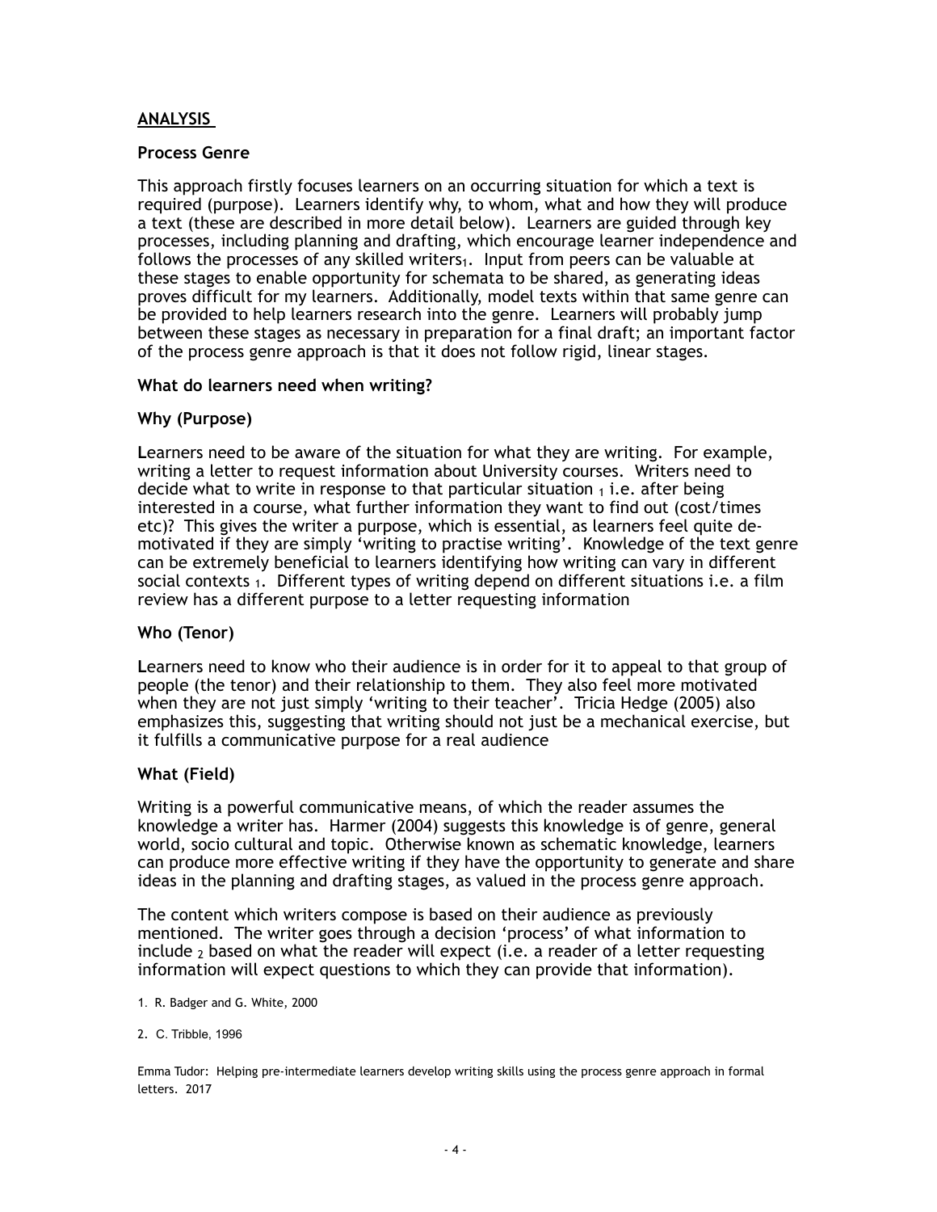## ANALYSIS

### Process Genre

This approach firstly focuses learners on an occurring situation for which a text is required (purpose). Learners identify why, to whom, what and how they will produce a text (these are described in more detail below). Learners are guided through key processes, including planning and drafting, which encourage learner independence and follows the processes of any skilled writers[1]. Input from peers can be valuable at these stages to enable opportunity for schemata to be shared, as generating ideas proves difficult for my learners. Additionally, model texts within that same genre can be provided to help learners research into the genre. Learners will probably jump between these stages as necessary in preparation for a final draft; an important factor of the process genre approach is that it does not follow rigid, linear stages.

### What do learners need when writing?

### Why (Purpose)

Learners need to be aware of the situation for what they are writing. For example, writing a letter to request information about University courses. Writers need to decide what to write in response to that particular situation [1] i.e. after being interested in a course, what further information they want to find out (cost/times etc)? This gives the writer a purpose, which is essential, as learners feel quite de-motivated if they are simply 'writing to practise writing'. Knowledge of the text genre can be extremely beneficial to learners identifying how writing can vary in different social contexts [1]. Different types of writing depend on different situations i.e. a film review has a different purpose to a letter requesting information

### Who (Tenor)

Learners need to know who their audience is in order for it to appeal to that group of people (the tenor) and their relationship to them. They also feel more motivated when they are not just simply 'writing to their teacher'. Tricia Hedge (2005) also emphasizes this, suggesting that writing should not just be a mechanical exercise, but it fulfills a communicative purpose for a real audience

### What (Field)

Writing is a powerful communicative means, of which the reader assumes the knowledge a writer has. Harmer (2004) suggests this knowledge is of genre, general world, socio cultural and topic. Otherwise known as schematic knowledge, learners can produce more effective writing if they have the opportunity to generate and share ideas in the planning and drafting stages, as valued in the process genre approach.

The content which writers compose is based on their audience as previously mentioned. The writer goes through a decision 'process' of what information to include [2] based on what the reader will expect (i.e. a reader of a letter requesting information will expect questions to which they can provide that information).

1. R. Badger and G. White, 2000

2. C. Tribble, 1996

Emma Tudor: Helping pre-intermediate learners develop writing skills using the process genre approach in formal letters. 2017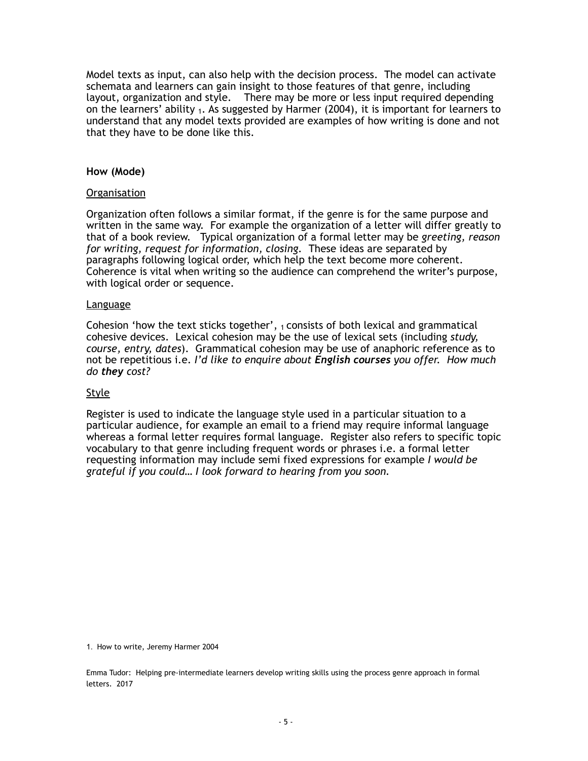Model texts as input, can also help with the decision process. The model can activate schemata and learners can gain insight to those features of that genre, including layout, organization and style. There may be more or less input required depending on the learners' ability [1]. As suggested by Harmer (2004), it is important for learners to understand that any model texts provided are examples of how writing is done and not that they have to be done like this.

**How (Mode)**

Organisation

Organization often follows a similar format, if the genre is for the same purpose and written in the same way. For example the organization of a letter will differ greatly to that of a book review. Typical organization of a formal letter may be *greeting, reason for writing, request for information, closing*. These ideas are separated by paragraphs following logical order, which help the text become more coherent. Coherence is vital when writing so the audience can comprehend the writer's purpose, with logical order or sequence.

Language

Cohesion 'how the text sticks together', [1] consists of both lexical and grammatical cohesive devices. Lexical cohesion may be the use of lexical sets (including *study, course, entry, dates*). Grammatical cohesion may be use of anaphoric reference as to not be repetitious i.e. *I'd like to enquire about **English courses** you offer. How much do **they** cost?*

Style

Register is used to indicate the language style used in a particular situation to a particular audience, for example an email to a friend may require informal language whereas a formal letter requires formal language. Register also refers to specific topic vocabulary to that genre including frequent words or phrases i.e. a formal letter requesting information may include semi fixed expressions for example *I would be grateful if you could… I look forward to hearing from you soon.*

1. How to write, Jeremy Harmer 2004

Emma Tudor: Helping pre-intermediate learners develop writing skills using the process genre approach in formal letters. 2017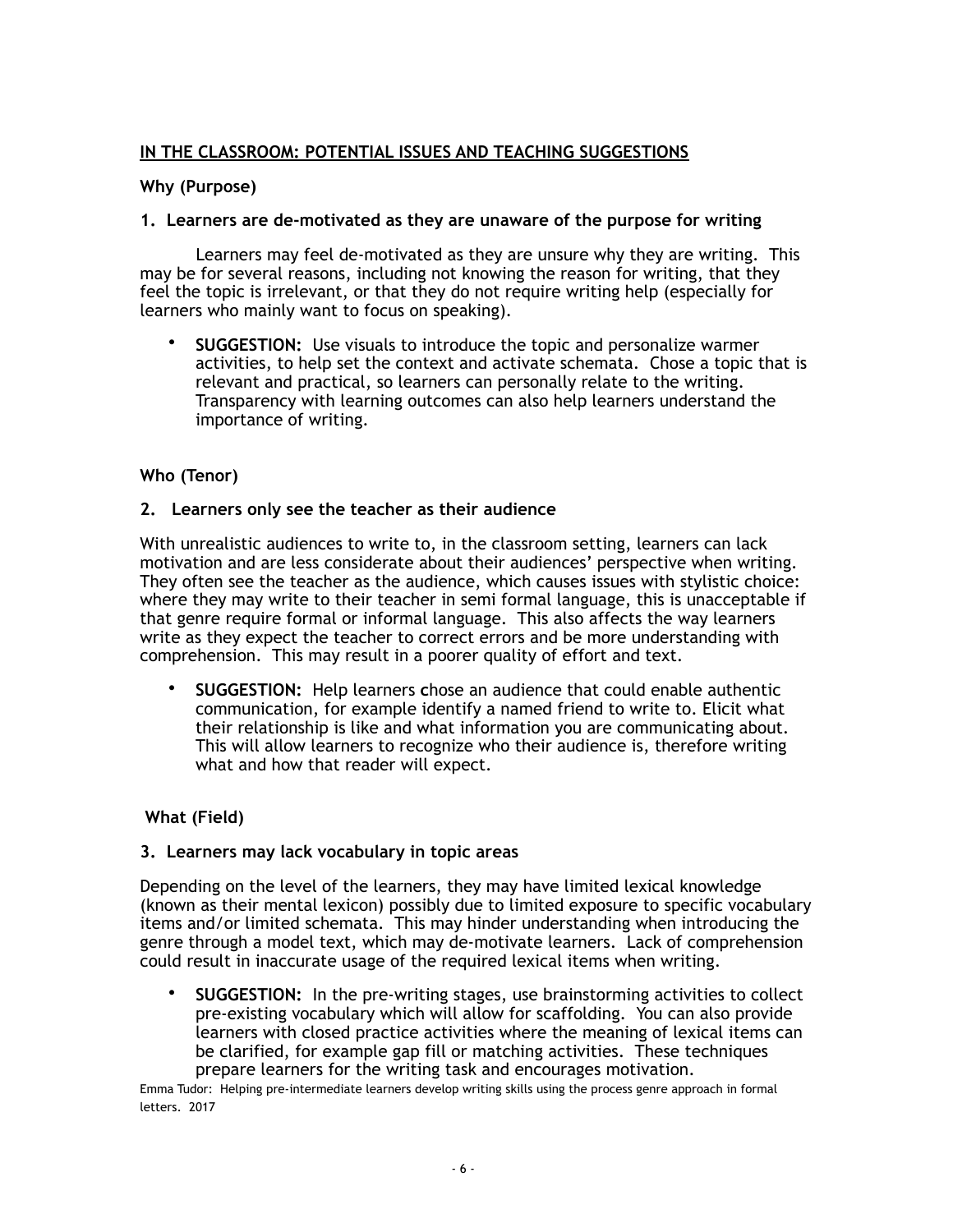## IN THE CLASSROOM: POTENTIAL ISSUES AND TEACHING SUGGESTIONS

### Why (Purpose)

### 1. Learners are de-motivated as they are unaware of the purpose for writing

Learners may feel de-motivated as they are unsure why they are writing. This may be for several reasons, including not knowing the reason for writing, that they feel the topic is irrelevant, or that they do not require writing help (especially for learners who mainly want to focus on speaking).

- **SUGGESTION:** Use visuals to introduce the topic and personalize warmer activities, to help set the context and activate schemata. Chose a topic that is relevant and practical, so learners can personally relate to the writing. Transparency with learning outcomes can also help learners understand the importance of writing.

### Who (Tenor)

### 2. Learners only see the teacher as their audience

With unrealistic audiences to write to, in the classroom setting, learners can lack motivation and are less considerate about their audiences' perspective when writing. They often see the teacher as the audience, which causes issues with stylistic choice: where they may write to their teacher in semi formal language, this is unacceptable if that genre require formal or informal language. This also affects the way learners write as they expect the teacher to correct errors and be more understanding with comprehension. This may result in a poorer quality of effort and text.

- **SUGGESTION:** Help learners **c**hose an audience that could enable authentic communication, for example identify a named friend to write to. Elicit what their relationship is like and what information you are communicating about. This will allow learners to recognize who their audience is, therefore writing what and how that reader will expect.

### What (Field)

### 3. Learners may lack vocabulary in topic areas

Depending on the level of the learners, they may have limited lexical knowledge (known as their mental lexicon) possibly due to limited exposure to specific vocabulary items and/or limited schemata. This may hinder understanding when introducing the genre through a model text, which may de-motivate learners. Lack of comprehension could result in inaccurate usage of the required lexical items when writing.

- **SUGGESTION:** In the pre-writing stages, use brainstorming activities to collect pre-existing vocabulary which will allow for scaffolding. You can also provide learners with closed practice activities where the meaning of lexical items can be clarified, for example gap fill or matching activities. These techniques prepare learners for the writing task and encourages motivation.

Emma Tudor: Helping pre-intermediate learners develop writing skills using the process genre approach in formal letters. 2017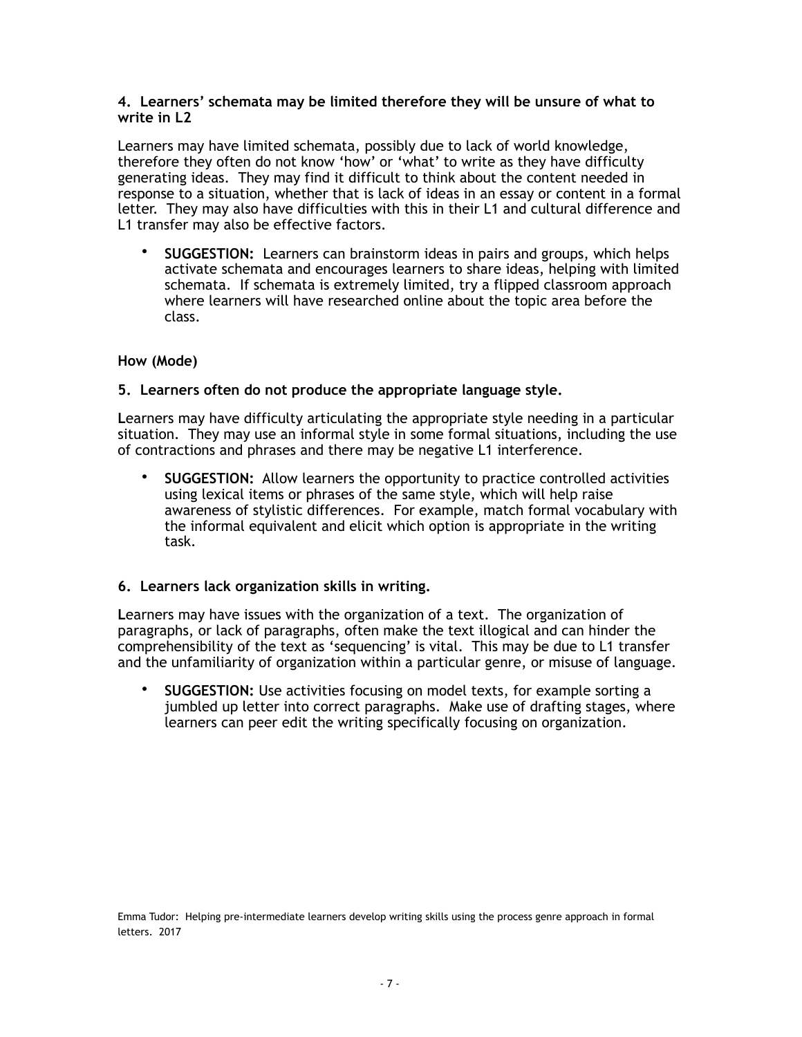**4. Learners' schemata may be limited therefore they will be unsure of what to write in L2**

Learners may have limited schemata, possibly due to lack of world knowledge, therefore they often do not know 'how' or 'what' to write as they have difficulty generating ideas. They may find it difficult to think about the content needed in response to a situation, whether that is lack of ideas in an essay or content in a formal letter. They may also have difficulties with this in their L1 and cultural difference and L1 transfer may also be effective factors.

- **SUGGESTION:** Learners can brainstorm ideas in pairs and groups, which helps activate schemata and encourages learners to share ideas, helping with limited schemata. If schemata is extremely limited, try a flipped classroom approach where learners will have researched online about the topic area before the class.

**How (Mode)**

**5. Learners often do not produce the appropriate language style.**

Learners may have difficulty articulating the appropriate style needing in a particular situation. They may use an informal style in some formal situations, including the use of contractions and phrases and there may be negative L1 interference.

- **SUGGESTION:** Allow learners the opportunity to practice controlled activities using lexical items or phrases of the same style, which will help raise awareness of stylistic differences. For example, match formal vocabulary with the informal equivalent and elicit which option is appropriate in the writing task.

**6. Learners lack organization skills in writing.**

Learners may have issues with the organization of a text. The organization of paragraphs, or lack of paragraphs, often make the text illogical and can hinder the comprehensibility of the text as 'sequencing' is vital. This may be due to L1 transfer and the unfamiliarity of organization within a particular genre, or misuse of language.

- **SUGGESTION:** Use activities focusing on model texts, for example sorting a jumbled up letter into correct paragraphs. Make use of drafting stages, where learners can peer edit the writing specifically focusing on organization.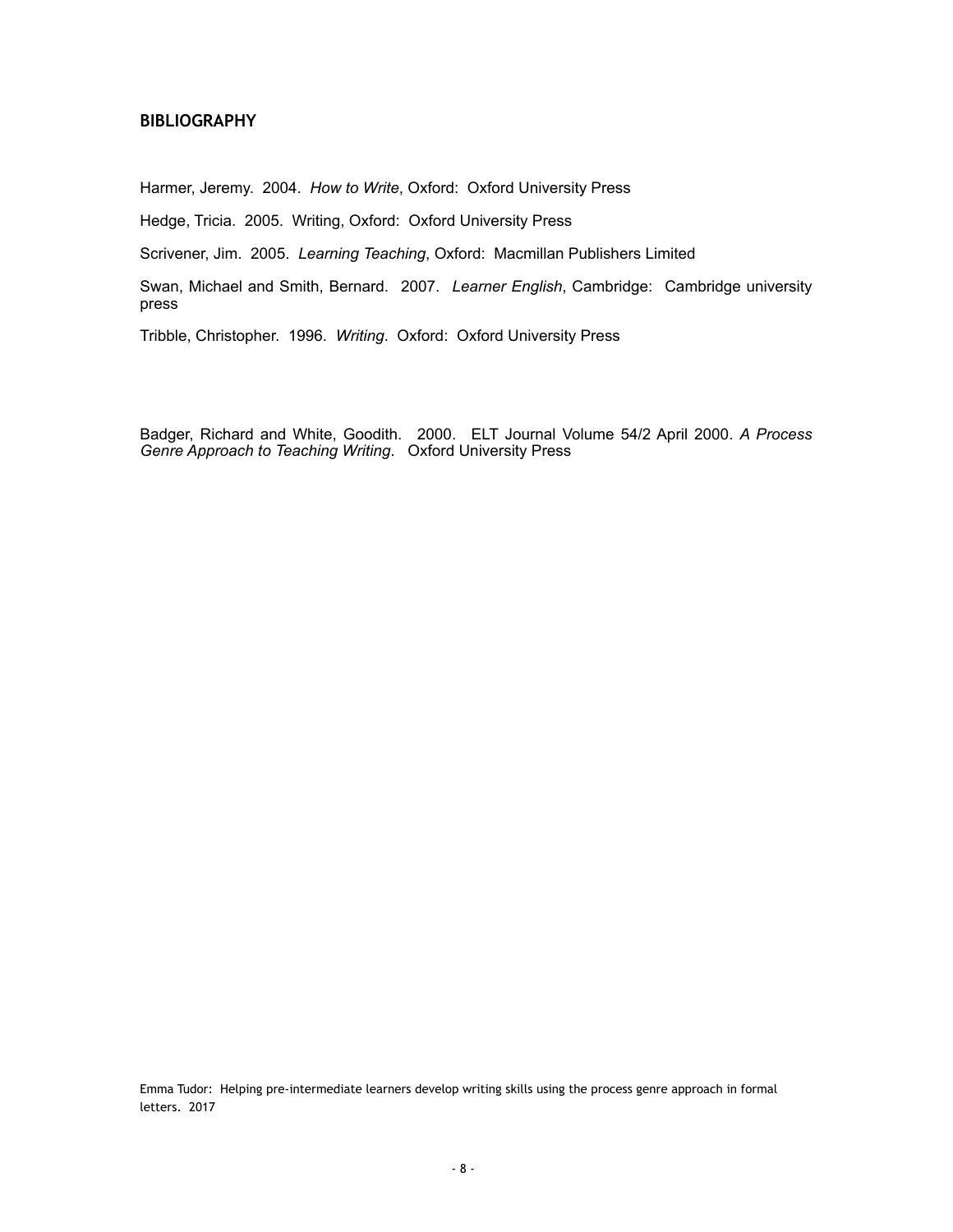## BIBLIOGRAPHY

Harmer, Jeremy. 2004. *How to Write*, Oxford: Oxford University Press

Hedge, Tricia. 2005. Writing, Oxford: Oxford University Press

Scrivener, Jim. 2005. *Learning Teaching*, Oxford: Macmillan Publishers Limited

Swan, Michael and Smith, Bernard. 2007. *Learner English*, Cambridge: Cambridge university press

Tribble, Christopher. 1996. *Writing*. Oxford: Oxford University Press

Badger, Richard and White, Goodith. 2000. ELT Journal Volume 54/2 April 2000. *A Process Genre Approach to Teaching Writing*. Oxford University Press